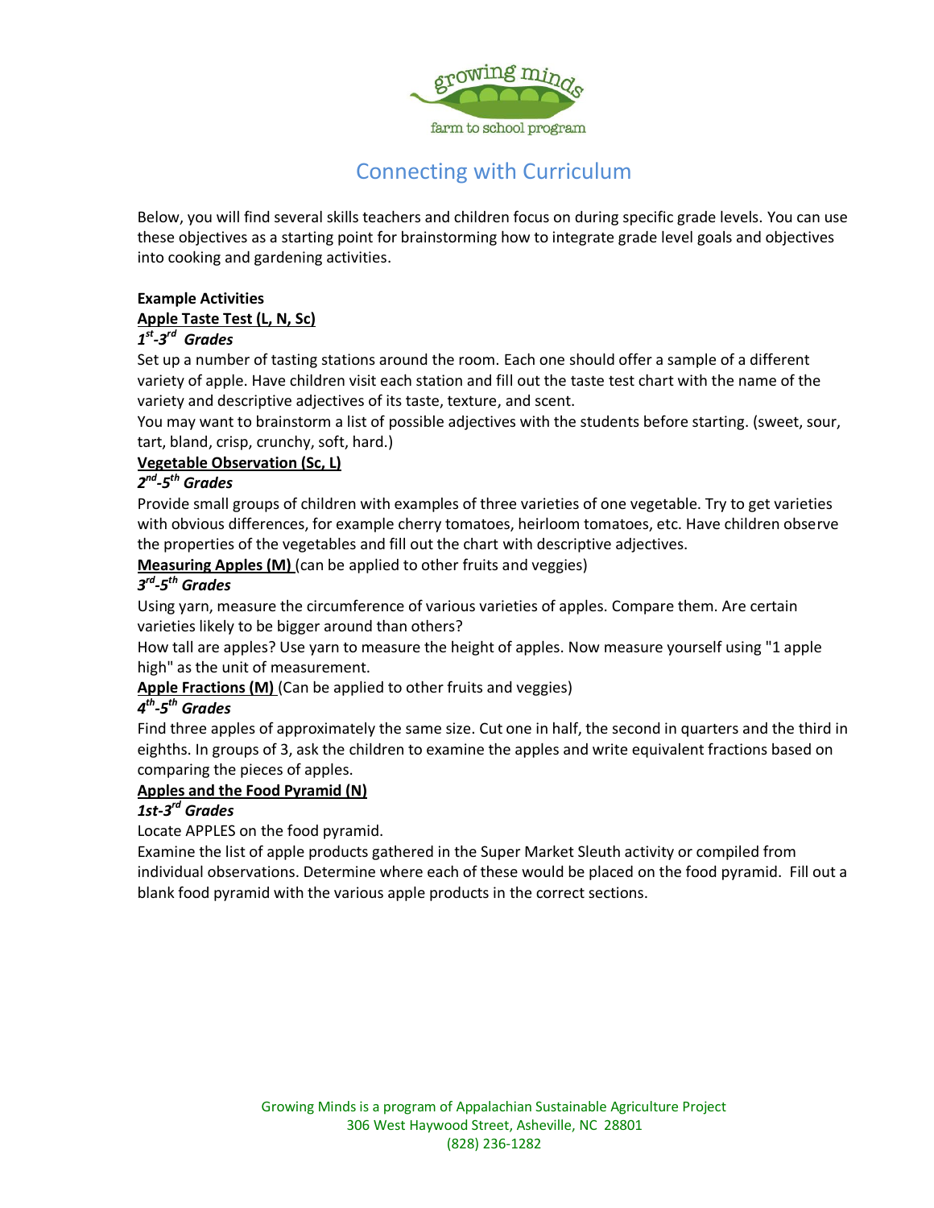growing minds

farm to school program

# Connecting with Curriculum

Below, you will find several skills teachers and children focus on during specific grade levels. You can use these objectives as a starting point for brainstorming how to integrate grade level goals and objectives into cooking and gardening activities.

**Example Activities**

**Apple Taste Test (L, N, Sc)**

***1st-3rd Grades***

Set up a number of tasting stations around the room. Each one should offer a sample of a different variety of apple. Have children visit each station and fill out the taste test chart with the name of the variety and descriptive adjectives of its taste, texture, and scent.

You may want to brainstorm a list of possible adjectives with the students before starting. (sweet, sour, tart, bland, crisp, crunchy, soft, hard.)

**Vegetable Observation (Sc, L)**

***2nd-5th Grades***

Provide small groups of children with examples of three varieties of one vegetable. Try to get varieties with obvious differences, for example cherry tomatoes, heirloom tomatoes, etc. Have children observe the properties of the vegetables and fill out the chart with descriptive adjectives.

**Measuring Apples (M)** (can be applied to other fruits and veggies)

***3rd-5th Grades***

Using yarn, measure the circumference of various varieties of apples. Compare them. Are certain varieties likely to be bigger around than others?

How tall are apples? Use yarn to measure the height of apples. Now measure yourself using "1 apple high" as the unit of measurement.

**Apple Fractions (M)** (Can be applied to other fruits and veggies)

***4th-5th Grades***

Find three apples of approximately the same size. Cut one in half, the second in quarters and the third in eighths. In groups of 3, ask the children to examine the apples and write equivalent fractions based on comparing the pieces of apples.

**Apples and the Food Pyramid (N)**

***1st-3rd Grades***

Locate APPLES on the food pyramid.

Examine the list of apple products gathered in the Super Market Sleuth activity or compiled from individual observations. Determine where each of these would be placed on the food pyramid. Fill out a blank food pyramid with the various apple products in the correct sections.

Growing Minds is a program of Appalachian Sustainable Agriculture Project
306 West Haywood Street, Asheville, NC 28801
(828) 236-1282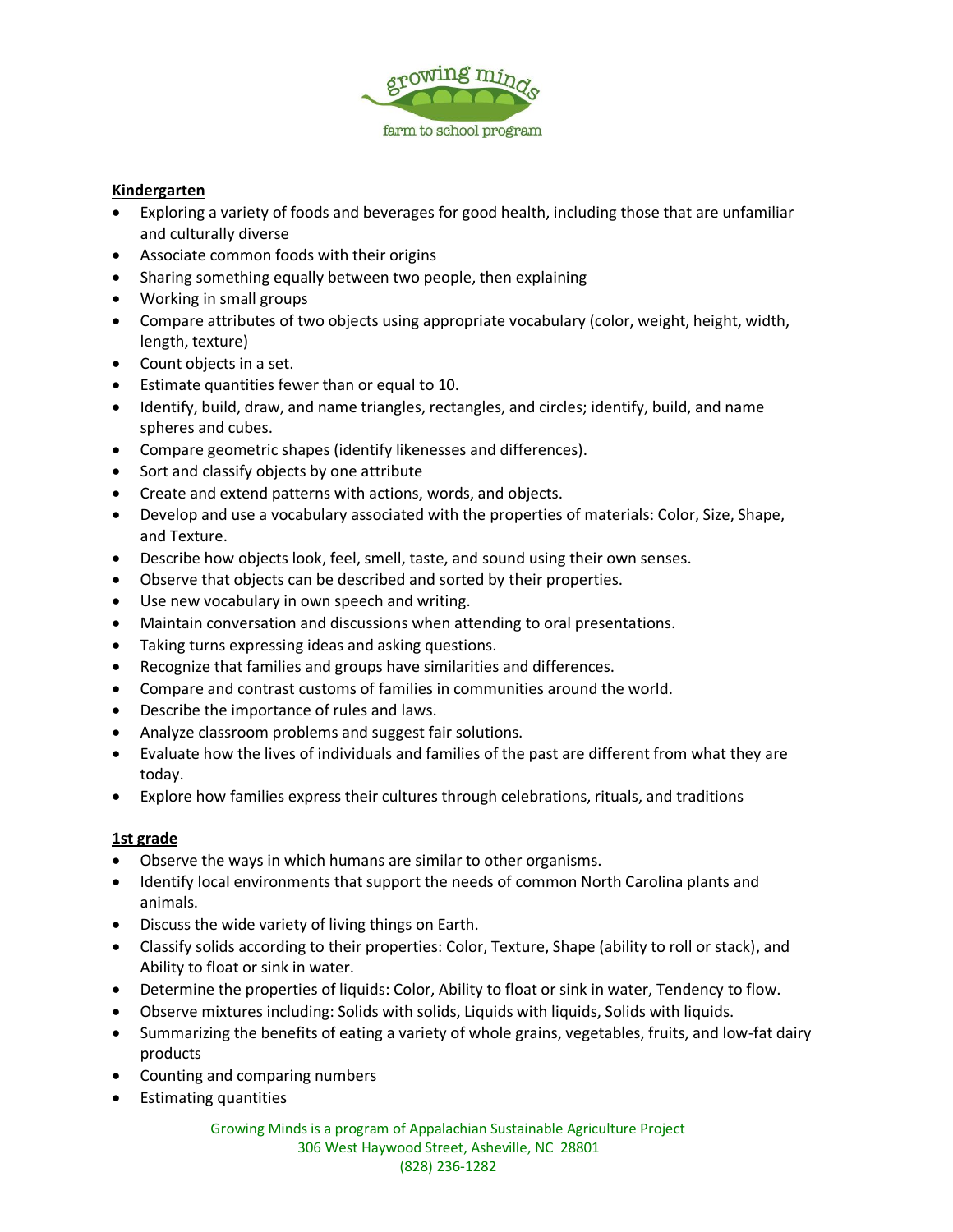**Kindergarten**

- Exploring a variety of foods and beverages for good health, including those that are unfamiliar and culturally diverse
- Associate common foods with their origins
- Sharing something equally between two people, then explaining
- Working in small groups
- Compare attributes of two objects using appropriate vocabulary (color, weight, height, width, length, texture)
- Count objects in a set.
- Estimate quantities fewer than or equal to 10.
- Identify, build, draw, and name triangles, rectangles, and circles; identify, build, and name spheres and cubes.
- Compare geometric shapes (identify likenesses and differences).
- Sort and classify objects by one attribute
- Create and extend patterns with actions, words, and objects.
- Develop and use a vocabulary associated with the properties of materials: Color, Size, Shape, and Texture.
- Describe how objects look, feel, smell, taste, and sound using their own senses.
- Observe that objects can be described and sorted by their properties.
- Use new vocabulary in own speech and writing.
- Maintain conversation and discussions when attending to oral presentations.
- Taking turns expressing ideas and asking questions.
- Recognize that families and groups have similarities and differences.
- Compare and contrast customs of families in communities around the world.
- Describe the importance of rules and laws.
- Analyze classroom problems and suggest fair solutions.
- Evaluate how the lives of individuals and families of the past are different from what they are today.
- Explore how families express their cultures through celebrations, rituals, and traditions

**1st grade**

- Observe the ways in which humans are similar to other organisms.
- Identify local environments that support the needs of common North Carolina plants and animals.
- Discuss the wide variety of living things on Earth.
- Classify solids according to their properties: Color, Texture, Shape (ability to roll or stack), and Ability to float or sink in water.
- Determine the properties of liquids: Color, Ability to float or sink in water, Tendency to flow.
- Observe mixtures including: Solids with solids, Liquids with liquids, Solids with liquids.
- Summarizing the benefits of eating a variety of whole grains, vegetables, fruits, and low-fat dairy products
- Counting and comparing numbers
- Estimating quantities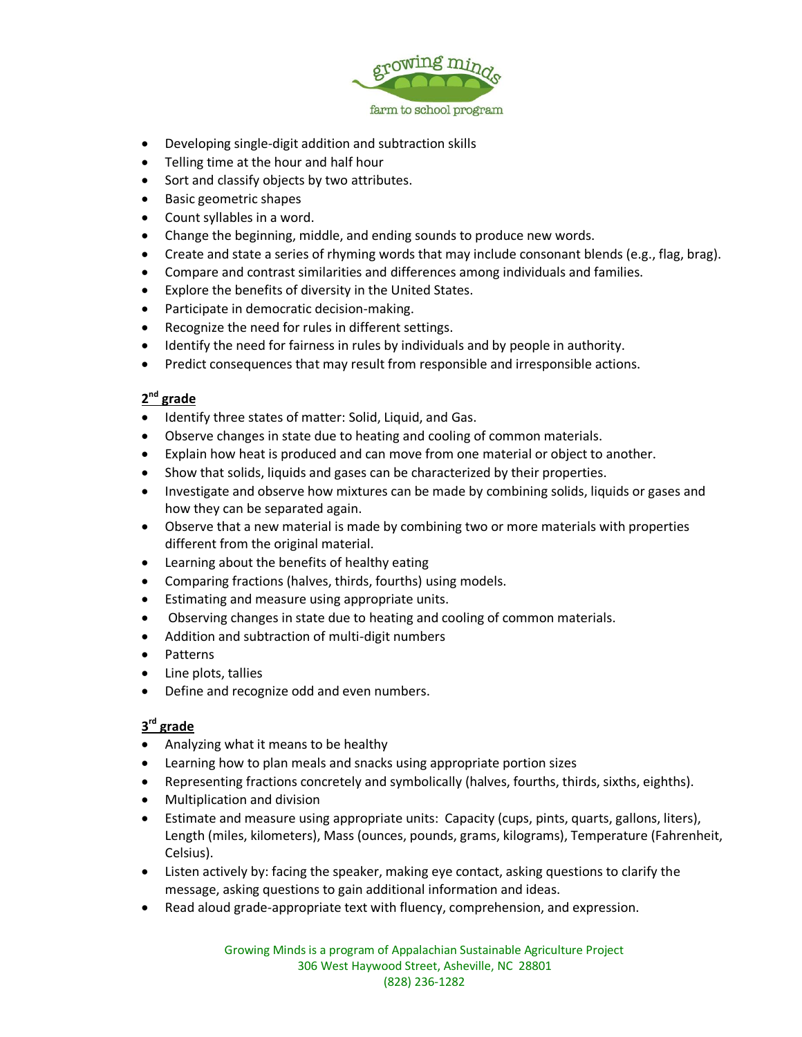- Developing single-digit addition and subtraction skills
- Telling time at the hour and half hour
- Sort and classify objects by two attributes.
- Basic geometric shapes
- Count syllables in a word.
- Change the beginning, middle, and ending sounds to produce new words.
- Create and state a series of rhyming words that may include consonant blends (e.g., flag, brag).
- Compare and contrast similarities and differences among individuals and families.
- Explore the benefits of diversity in the United States.
- Participate in democratic decision-making.
- Recognize the need for rules in different settings.
- Identify the need for fairness in rules by individuals and by people in authority.
- Predict consequences that may result from responsible and irresponsible actions.

**2nd grade**

- Identify three states of matter: Solid, Liquid, and Gas.
- Observe changes in state due to heating and cooling of common materials.
- Explain how heat is produced and can move from one material or object to another.
- Show that solids, liquids and gases can be characterized by their properties.
- Investigate and observe how mixtures can be made by combining solids, liquids or gases and how they can be separated again.
- Observe that a new material is made by combining two or more materials with properties different from the original material.
- Learning about the benefits of healthy eating
- Comparing fractions (halves, thirds, fourths) using models.
- Estimating and measure using appropriate units.
- Observing changes in state due to heating and cooling of common materials.
- Addition and subtraction of multi-digit numbers
- Patterns
- Line plots, tallies
- Define and recognize odd and even numbers.

**3rd grade**

- Analyzing what it means to be healthy
- Learning how to plan meals and snacks using appropriate portion sizes
- Representing fractions concretely and symbolically (halves, fourths, thirds, sixths, eighths).
- Multiplication and division
- Estimate and measure using appropriate units: Capacity (cups, pints, quarts, gallons, liters), Length (miles, kilometers), Mass (ounces, pounds, grams, kilograms), Temperature (Fahrenheit, Celsius).
- Listen actively by: facing the speaker, making eye contact, asking questions to clarify the message, asking questions to gain additional information and ideas.
- Read aloud grade-appropriate text with fluency, comprehension, and expression.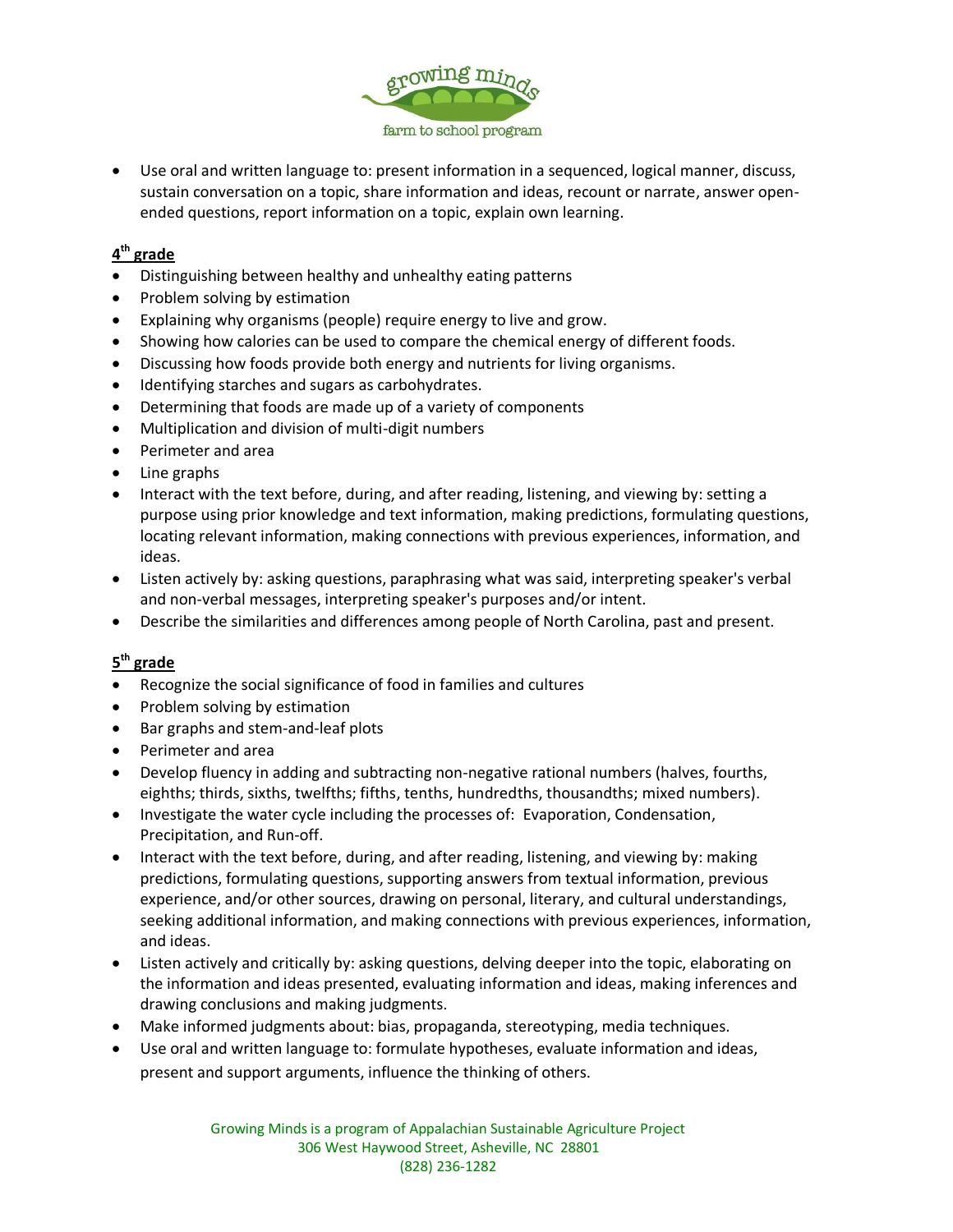- Use oral and written language to: present information in a sequenced, logical manner, discuss, sustain conversation on a topic, share information and ideas, recount or narrate, answer open-ended questions, report information on a topic, explain own learning.

**4th grade**

- Distinguishing between healthy and unhealthy eating patterns
- Problem solving by estimation
- Explaining why organisms (people) require energy to live and grow.
- Showing how calories can be used to compare the chemical energy of different foods.
- Discussing how foods provide both energy and nutrients for living organisms.
- Identifying starches and sugars as carbohydrates.
- Determining that foods are made up of a variety of components
- Multiplication and division of multi-digit numbers
- Perimeter and area
- Line graphs
- Interact with the text before, during, and after reading, listening, and viewing by: setting a purpose using prior knowledge and text information, making predictions, formulating questions, locating relevant information, making connections with previous experiences, information, and ideas.
- Listen actively by: asking questions, paraphrasing what was said, interpreting speaker's verbal and non-verbal messages, interpreting speaker's purposes and/or intent.
- Describe the similarities and differences among people of North Carolina, past and present.

**5th grade**

- Recognize the social significance of food in families and cultures
- Problem solving by estimation
- Bar graphs and stem-and-leaf plots
- Perimeter and area
- Develop fluency in adding and subtracting non-negative rational numbers (halves, fourths, eighths; thirds, sixths, twelfths; fifths, tenths, hundredths, thousandths; mixed numbers).
- Investigate the water cycle including the processes of: Evaporation, Condensation, Precipitation, and Run-off.
- Interact with the text before, during, and after reading, listening, and viewing by: making predictions, formulating questions, supporting answers from textual information, previous experience, and/or other sources, drawing on personal, literary, and cultural understandings, seeking additional information, and making connections with previous experiences, information, and ideas.
- Listen actively and critically by: asking questions, delving deeper into the topic, elaborating on the information and ideas presented, evaluating information and ideas, making inferences and drawing conclusions and making judgments.
- Make informed judgments about: bias, propaganda, stereotyping, media techniques.
- Use oral and written language to: formulate hypotheses, evaluate information and ideas, present and support arguments, influence the thinking of others.